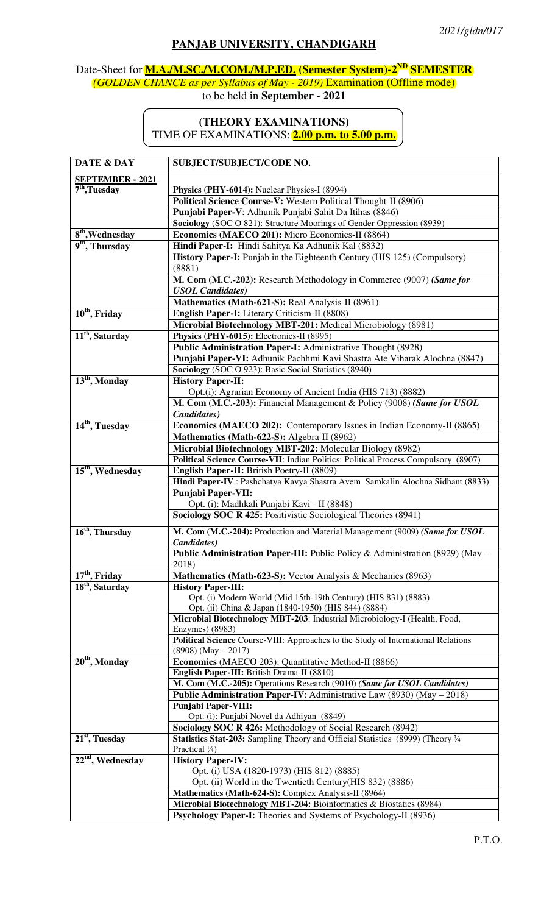*2021/gldn/017*

## PANJAB UNIVERSITY, CHANDIGARH

### Date-Sheet for **M.A./M.SC./M.COM./M.P.ED. (Semester System)-2ND SEMESTER**

*(GOLDEN CHANCE as per Syllabus of May - 2019)* Examination (Offline mode)

to be held in **September - 2021**

**(THEORY EXAMINATIONS)**

TIME OF EXAMINATIONS: **2.00 p.m. to 5.00 p.m.**

| DATE & DAY | SUBJECT/SUBJECT/CODE NO. |
|---|---|
| **SEPTEMBER - 2021** | |
| **7th, Tuesday** | **Physics (PHY-6014):** Nuclear Physics-I (8994) |
| | **Political Science Course-V:** Western Political Thought-II (8906) |
| | **Punjabi Paper-V**: Adhunik Punjabi Sahit Da Itihas (8846) |
| | **Sociology** (SOC O 821): Structure Moorings of Gender Oppression (8939) |
| **8th, Wednesday** | **Economics (MAECO 201):** Micro Economics-II (8864) |
| **9th, Thursday** | **Hindi Paper-I:** Hindi Sahitya Ka Adhunik Kal (8832) |
| | **History Paper-I:** Punjab in the Eighteenth Century (HIS 125) (Compulsory) (8881) |
| | **M. Com (M.C.-202):** Research Methodology in Commerce (9007) ***(Same for USOL Candidates)*** |
| | **Mathematics (Math-621-S):** Real Analysis-II (8961) |
| **10th, Friday** | **English Paper-I:** Literary Criticism-II (8808) |
| | **Microbial Biotechnology MBT-201:** Medical Microbiology (8981) |
| **11th, Saturday** | **Physics (PHY-6015):** Electronics-II (8995) |
| | **Public Administration Paper-I:** Administrative Thought (8928) |
| | **Punjabi Paper-VI:** Adhunik Pachhmi Kavi Shastra Ate Viharak Alochna (8847) |
| | **Sociology** (SOC O 923): Basic Social Statistics (8940) |
| **13th, Monday** | **History Paper-II:** Opt.(i): Agrarian Economy of Ancient India (HIS 713) (8882) |
| | **M. Com (M.C.-203):** Financial Management & Policy (9008) ***(Same for USOL Candidates)*** |
| **14th, Tuesday** | **Economics (MAECO 202):** Contemporary Issues in Indian Economy-II (8865) |
| | **Mathematics (Math-622-S):** Algebra-II (8962) |
| | **Microbial Biotechnology MBT-202:** Molecular Biology (8982) |
| | **Political Science Course-VII**: Indian Politics: Political Process Compulsory (8907) |
| **15th, Wednesday** | **English Paper-II:** British Poetry-II (8809) |
| | **Hindi Paper-IV** : Pashchatya Kavya Shastra Avem Samkalin Alochna Sidhant (8833) |
| | **Punjabi Paper-VII:** Opt. (i): Madhkali Punjabi Kavi - II (8848) |
| | **Sociology SOC R 425:** Positivistic Sociological Theories (8941) |
| **16th, Thursday** | **M. Com (M.C.-204):** Production and Material Management (9009) ***(Same for USOL Candidates)*** |
| | **Public Administration Paper-III:** Public Policy & Administration (8929) (May – 2018) |
| **17th, Friday** | **Mathematics (Math-623-S):** Vector Analysis & Mechanics (8963) |
| **18th, Saturday** | **History Paper-III:** Opt. (i) Modern World (Mid 15th-19th Century) (HIS 831) (8883); Opt. (ii) China & Japan (1840-1950) (HIS 844) (8884) |
| | **Microbial Biotechnology MBT-203**: Industrial Microbiology-I (Health, Food, Enzymes) (8983) |
| | **Political Science** Course-VIII: Approaches to the Study of International Relations (8908) (May – 2017) |
| **20th, Monday** | **Economics** (MAECO 203): Quantitative Method-II (8866) |
| | **English Paper-III:** British Drama-II (8810) |
| | **M. Com (M.C.-205):** Operations Research (9010) ***(Same for USOL Candidates)*** |
| | **Public Administration Paper-IV**: Administrative Law (8930) (May – 2018) |
| | **Punjabi Paper-VIII:** Opt. (i): Punjabi Novel da Adhiyan (8849) |
| | **Sociology SOC R 426:** Methodology of Social Research (8942) |
| **21st, Tuesday** | **Statistics Stat-203:** Sampling Theory and Official Statistics (8999) (Theory ¾ Practical ¼) |
| **22nd, Wednesday** | **History Paper-IV:** Opt. (i) USA (1820-1973) (HIS 812) (8885); Opt. (ii) World in the Twentieth Century(HIS 832) (8886) |
| | **Mathematics (Math-624-S):** Complex Analysis-II (8964) |
| | **Microbial Biotechnology MBT-204:** Bioinformatics & Biostatics (8984) |
| | **Psychology Paper-I:** Theories and Systems of Psychology-II (8936) |

P.T.O.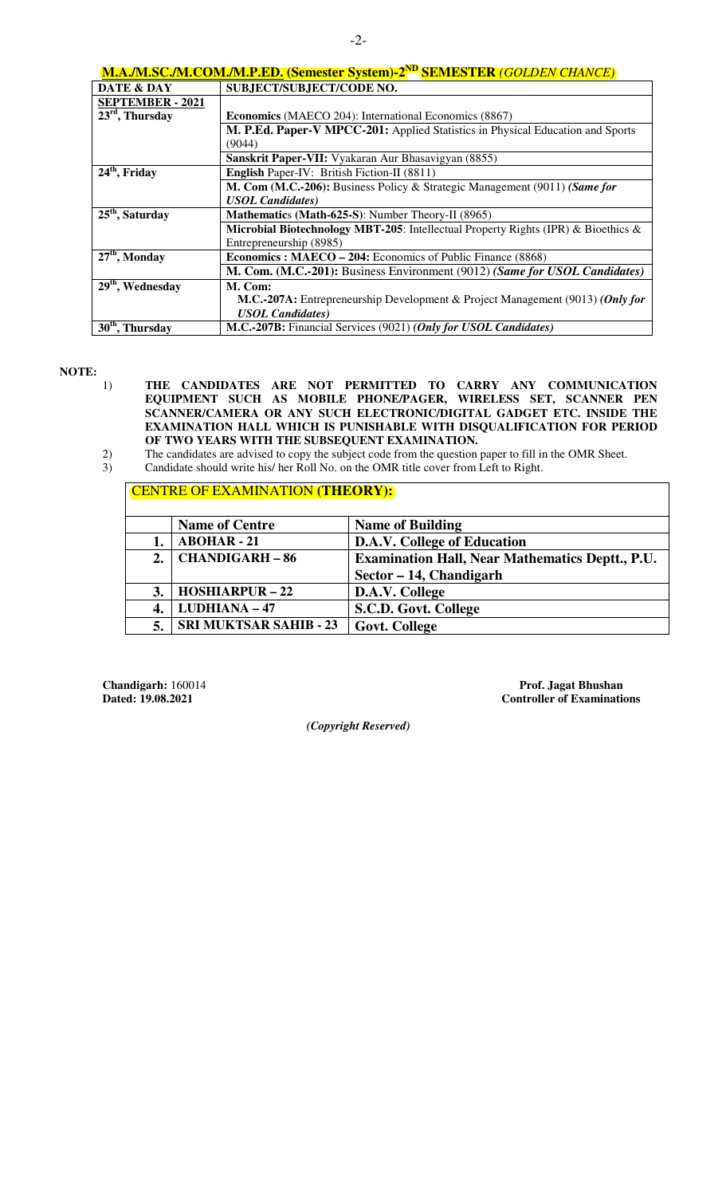## M.A./M.SC./M.COM./M.P.ED. (Semester System)-2ND SEMESTER *(GOLDEN CHANCE)*

| DATE & DAY | SUBJECT/SUBJECT/CODE NO. |
|---|---|
| **SEPTEMBER - 2021** | |
| **23rd, Thursday** | **Economics** (MAECO 204): International Economics (8867) |
| | **M. P.Ed. Paper-V MPCC-201:** Applied Statistics in Physical Education and Sports (9044) |
| | **Sanskrit Paper-VII:** Vyakaran Aur Bhasavigyan (8855) |
| **24th, Friday** | **English** Paper-IV: British Fiction-II (8811) |
| | **M. Com (M.C.-206):** Business Policy & Strategic Management (9011) ***(Same for USOL Candidates)*** |
| **25th, Saturday** | **Mathematics (Math-625-S)**: Number Theory-II (8965) |
| | **Microbial Biotechnology MBT-205**: Intellectual Property Rights (IPR) & Bioethics & Entrepreneurship (8985) |
| **27th, Monday** | **Economics : MAECO – 204:** Economics of Public Finance (8868) |
| | **M. Com. (M.C.-201):** Business Environment (9012) ***(Same for USOL Candidates)*** |
| **29th, Wednesday** | **M. Com:** **M.C.-207A:** Entrepreneurship Development & Project Management (9013) ***(Only for USOL Candidates)*** |
| **30th, Thursday** | **M.C.-207B:** Financial Services (9021) ***(Only for USOL Candidates)*** |

**NOTE:**

1) **THE CANDIDATES ARE NOT PERMITTED TO CARRY ANY COMMUNICATION EQUIPMENT SUCH AS MOBILE PHONE/PAGER, WIRELESS SET, SCANNER PEN SCANNER/CAMERA OR ANY SUCH ELECTRONIC/DIGITAL GADGET ETC. INSIDE THE EXAMINATION HALL WHICH IS PUNISHABLE WITH DISQUALIFICATION FOR PERIOD OF TWO YEARS WITH THE SUBSEQUENT EXAMINATION.**
2) The candidates are advised to copy the subject code from the question paper to fill in the OMR Sheet.
3) Candidate should write his/ her Roll No. on the OMR title cover from Left to Right.

### CENTRE OF EXAMINATION (THEORY):

| | Name of Centre | Name of Building |
|---|---|---|
| 1. | ABOHAR - 21 | D.A.V. College of Education |
| 2. | CHANDIGARH – 86 | Examination Hall, Near Mathematics Deptt., P.U. Sector – 14, Chandigarh |
| 3. | HOSHIARPUR – 22 | D.A.V. College |
| 4. | LUDHIANA – 47 | S.C.D. Govt. College |
| 5. | SRI MUKTSAR SAHIB - 23 | Govt. College |

**Chandigarh:** 160014
**Dated: 19.08.2021**

**Prof. Jagat Bhushan**
**Controller of Examinations**

*(Copyright Reserved)*